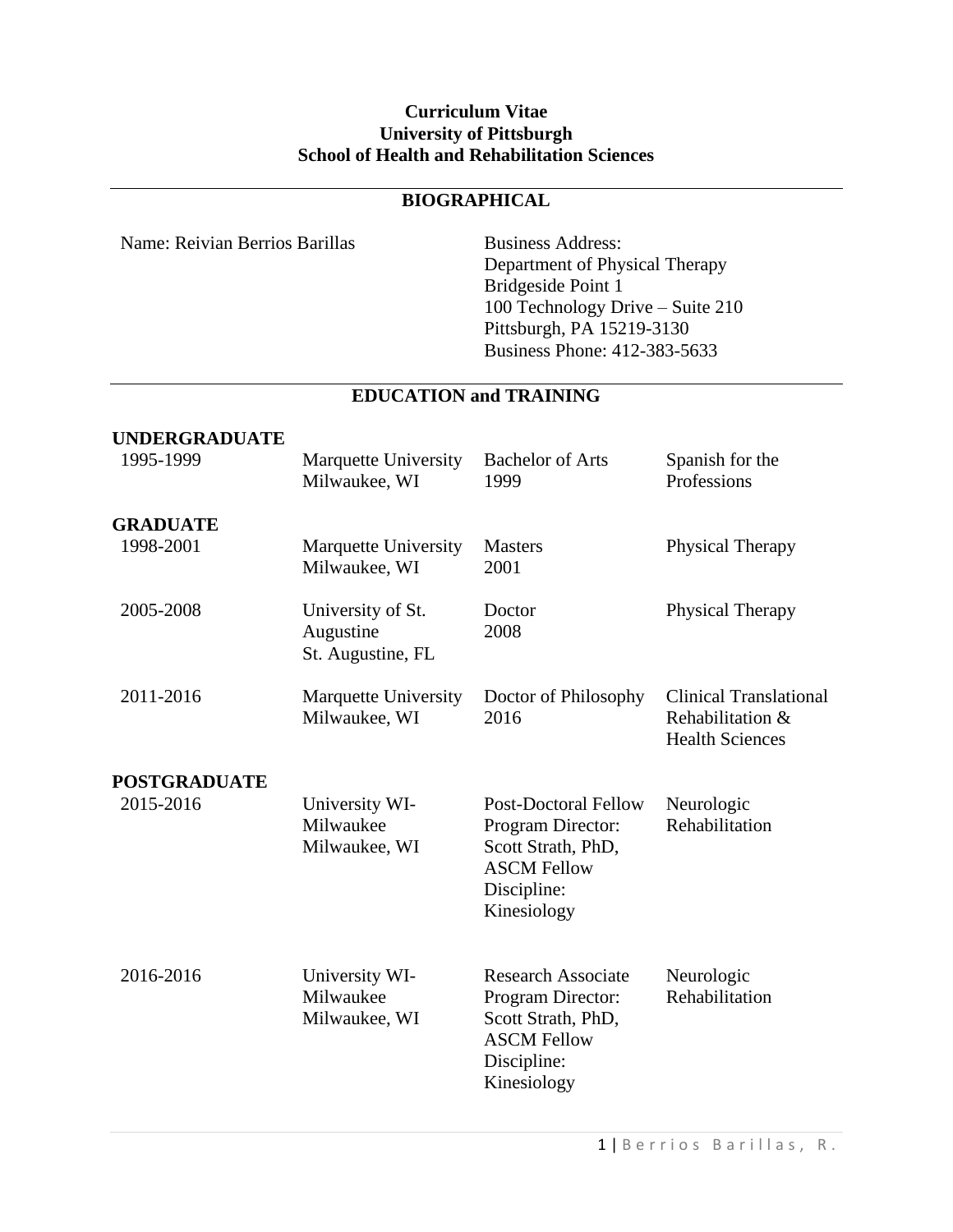# Curriculum Vitae
# University of Pittsburgh
# School of Health and Rehabilitation Sciences

## BIOGRAPHICAL

Name: Reivian Berrios Barillas

Business Address:
Department of Physical Therapy
Bridgeside Point 1
100 Technology Drive – Suite 210
Pittsburgh, PA 15219-3130
Business Phone: 412-383-5633

## EDUCATION and TRAINING

**UNDERGRADUATE**

| | | | |
|---|---|---|---|
| 1995-1999 | Marquette University<br>Milwaukee, WI | Bachelor of Arts<br>1999 | Spanish for the Professions |

**GRADUATE**

| | | | |
|---|---|---|---|
| 1998-2001 | Marquette University<br>Milwaukee, WI | Masters<br>2001 | Physical Therapy |
| 2005-2008 | University of St. Augustine<br>St. Augustine, FL | Doctor<br>2008 | Physical Therapy |
| 2011-2016 | Marquette University<br>Milwaukee, WI | Doctor of Philosophy<br>2016 | Clinical Translational Rehabilitation & Health Sciences |

**POSTGRADUATE**

| | | | |
|---|---|---|---|
| 2015-2016 | University WI-Milwaukee<br>Milwaukee, WI | Post-Doctoral Fellow<br>Program Director: Scott Strath, PhD, ASCM Fellow<br>Discipline: Kinesiology | Neurologic Rehabilitation |
| 2016-2016 | University WI-Milwaukee<br>Milwaukee, WI | Research Associate<br>Program Director: Scott Strath, PhD, ASCM Fellow<br>Discipline: Kinesiology | Neurologic Rehabilitation |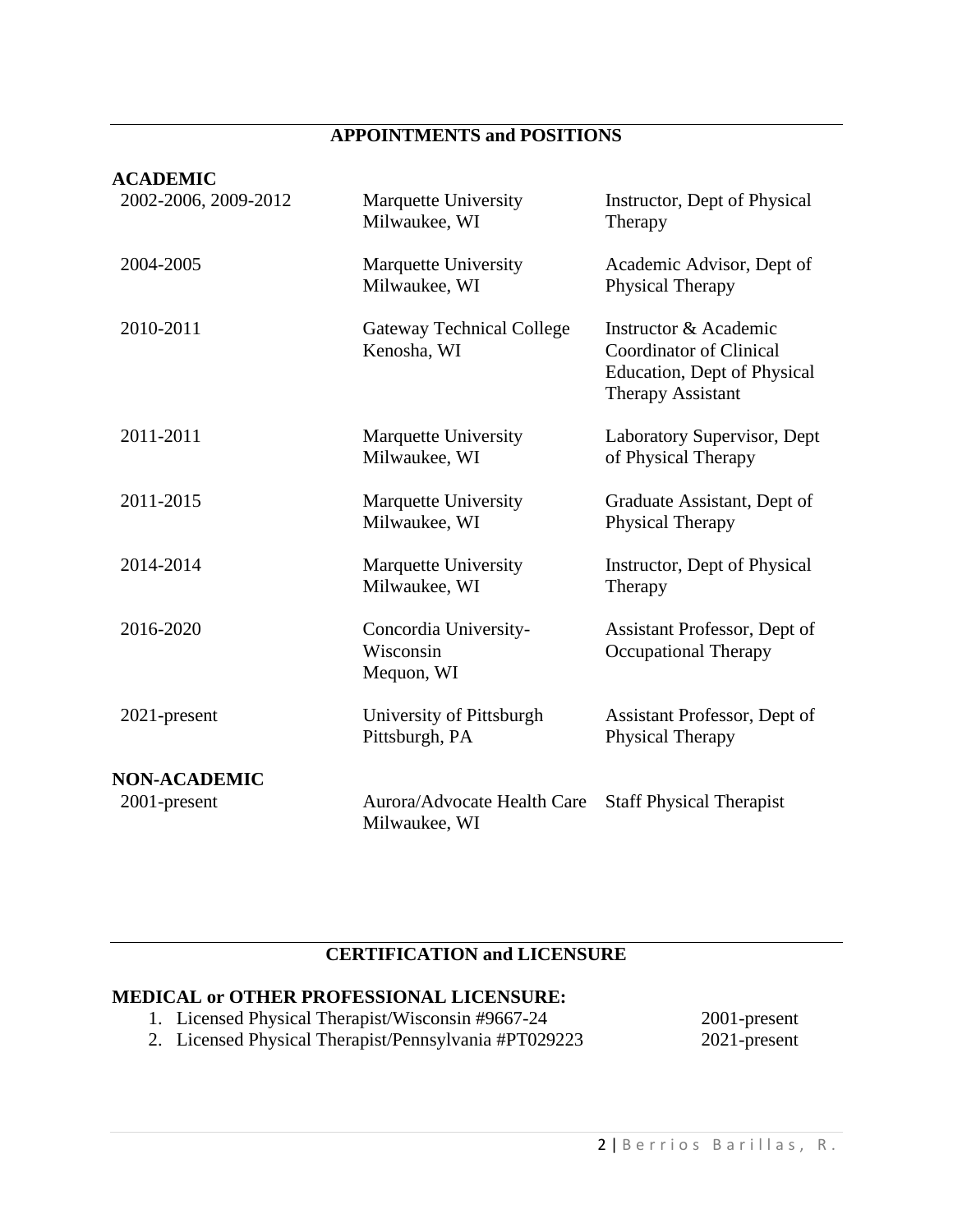## APPOINTMENTS and POSITIONS

### ACADEMIC

| | | |
|---|---|---|
| 2002-2006, 2009-2012 | Marquette University<br>Milwaukee, WI | Instructor, Dept of Physical Therapy |
| 2004-2005 | Marquette University<br>Milwaukee, WI | Academic Advisor, Dept of Physical Therapy |
| 2010-2011 | Gateway Technical College<br>Kenosha, WI | Instructor & Academic Coordinator of Clinical Education, Dept of Physical Therapy Assistant |
| 2011-2011 | Marquette University<br>Milwaukee, WI | Laboratory Supervisor, Dept of Physical Therapy |
| 2011-2015 | Marquette University<br>Milwaukee, WI | Graduate Assistant, Dept of Physical Therapy |
| 2014-2014 | Marquette University<br>Milwaukee, WI | Instructor, Dept of Physical Therapy |
| 2016-2020 | Concordia University-Wisconsin<br>Mequon, WI | Assistant Professor, Dept of Occupational Therapy |
| 2021-present | University of Pittsburgh<br>Pittsburgh, PA | Assistant Professor, Dept of Physical Therapy |

### NON-ACADEMIC

| | | |
|---|---|---|
| 2001-present | Aurora/Advocate Health Care<br>Milwaukee, WI | Staff Physical Therapist |

## CERTIFICATION and LICENSURE

### MEDICAL or OTHER PROFESSIONAL LICENSURE:

1. Licensed Physical Therapist/Wisconsin #9667-24 — 2001-present
2. Licensed Physical Therapist/Pennsylvania #PT029223 — 2021-present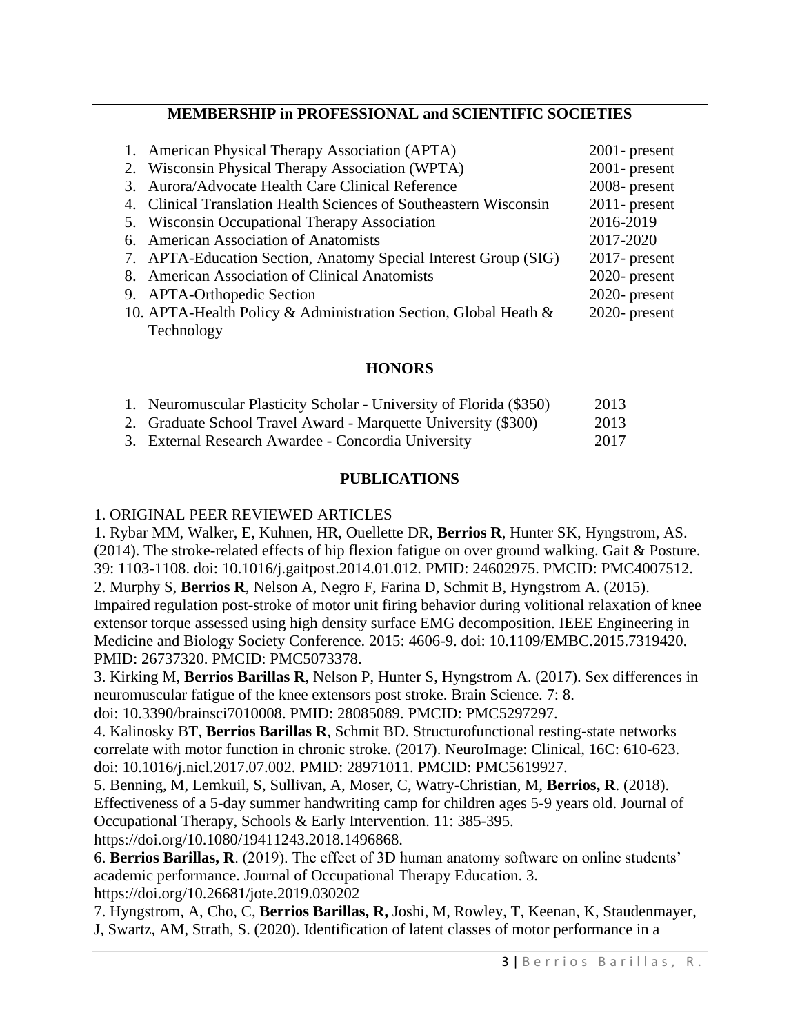## MEMBERSHIP in PROFESSIONAL and SCIENTIFIC SOCIETIES

1. American Physical Therapy Association (APTA) 2001- present
2. Wisconsin Physical Therapy Association (WPTA) 2001- present
3. Aurora/Advocate Health Care Clinical Reference 2008- present
4. Clinical Translation Health Sciences of Southeastern Wisconsin 2011- present
5. Wisconsin Occupational Therapy Association 2016-2019
6. American Association of Anatomists 2017-2020
7. APTA-Education Section, Anatomy Special Interest Group (SIG) 2017- present
8. American Association of Clinical Anatomists 2020- present
9. APTA-Orthopedic Section 2020- present
10. APTA-Health Policy & Administration Section, Global Heath & Technology 2020- present

## HONORS

1. Neuromuscular Plasticity Scholar - University of Florida ($350) 2013
2. Graduate School Travel Award - Marquette University ($300) 2013
3. External Research Awardee - Concordia University 2017

## PUBLICATIONS

### 1. ORIGINAL PEER REVIEWED ARTICLES

1. Rybar MM, Walker, E, Kuhnen, HR, Ouellette DR, **Berrios R**, Hunter SK, Hyngstrom, AS. (2014). The stroke-related effects of hip flexion fatigue on over ground walking. Gait & Posture. 39: 1103-1108. doi: 10.1016/j.gaitpost.2014.01.012. PMID: 24602975. PMCID: PMC4007512.
2. Murphy S, **Berrios R**, Nelson A, Negro F, Farina D, Schmit B, Hyngstrom A. (2015). Impaired regulation post-stroke of motor unit firing behavior during volitional relaxation of knee extensor torque assessed using high density surface EMG decomposition. IEEE Engineering in Medicine and Biology Society Conference. 2015: 4606-9. doi: 10.1109/EMBC.2015.7319420. PMID: 26737320. PMCID: PMC5073378.
3. Kirking M, **Berrios Barillas R**, Nelson P, Hunter S, Hyngstrom A. (2017). Sex differences in neuromuscular fatigue of the knee extensors post stroke. Brain Science. 7: 8. doi: 10.3390/brainsci7010008. PMID: 28085089. PMCID: PMC5297297.
4. Kalinosky BT, **Berrios Barillas R**, Schmit BD. Structurofunctional resting-state networks correlate with motor function in chronic stroke. (2017). NeuroImage: Clinical, 16C: 610-623. doi: 10.1016/j.nicl.2017.07.002. PMID: 28971011. PMCID: PMC5619927.
5. Benning, M, Lemkuil, S, Sullivan, A, Moser, C, Watry-Christian, M, **Berrios, R**. (2018). Effectiveness of a 5-day summer handwriting camp for children ages 5-9 years old. Journal of Occupational Therapy, Schools & Early Intervention. 11: 385-395. https://doi.org/10.1080/19411243.2018.1496868.
6. **Berrios Barillas, R**. (2019). The effect of 3D human anatomy software on online students' academic performance. Journal of Occupational Therapy Education. 3. https://doi.org/10.26681/jote.2019.030202
7. Hyngstrom, A, Cho, C, **Berrios Barillas, R,** Joshi, M, Rowley, T, Keenan, K, Staudenmayer, J, Swartz, AM, Strath, S. (2020). Identification of latent classes of motor performance in a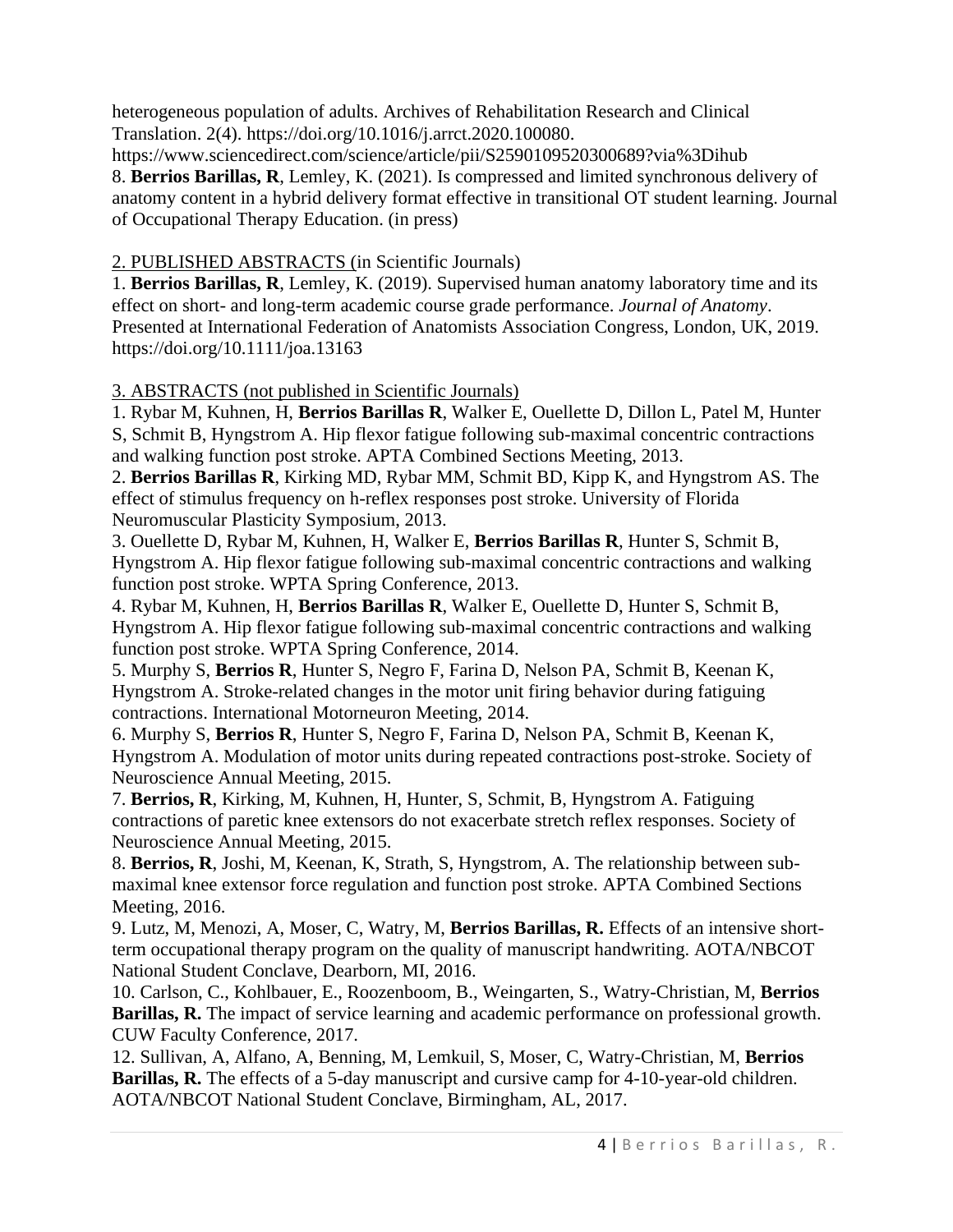heterogeneous population of adults. Archives of Rehabilitation Research and Clinical Translation. 2(4). https://doi.org/10.1016/j.arrct.2020.100080.
https://www.sciencedirect.com/science/article/pii/S2590109520300689?via%3Dihub

8. **Berrios Barillas, R**, Lemley, K. (2021). Is compressed and limited synchronous delivery of anatomy content in a hybrid delivery format effective in transitional OT student learning. Journal of Occupational Therapy Education. (in press)

2. PUBLISHED ABSTRACTS (in Scientific Journals)

1. **Berrios Barillas, R**, Lemley, K. (2019). Supervised human anatomy laboratory time and its effect on short- and long-term academic course grade performance. *Journal of Anatomy*. Presented at International Federation of Anatomists Association Congress, London, UK, 2019. https://doi.org/10.1111/joa.13163

3. ABSTRACTS (not published in Scientific Journals)

1. Rybar M, Kuhnen, H, **Berrios Barillas R**, Walker E, Ouellette D, Dillon L, Patel M, Hunter S, Schmit B, Hyngstrom A. Hip flexor fatigue following sub-maximal concentric contractions and walking function post stroke. APTA Combined Sections Meeting, 2013.
2. **Berrios Barillas R**, Kirking MD, Rybar MM, Schmit BD, Kipp K, and Hyngstrom AS. The effect of stimulus frequency on h-reflex responses post stroke. University of Florida Neuromuscular Plasticity Symposium, 2013.
3. Ouellette D, Rybar M, Kuhnen, H, Walker E, **Berrios Barillas R**, Hunter S, Schmit B, Hyngstrom A. Hip flexor fatigue following sub-maximal concentric contractions and walking function post stroke. WPTA Spring Conference, 2013.
4. Rybar M, Kuhnen, H, **Berrios Barillas R**, Walker E, Ouellette D, Hunter S, Schmit B, Hyngstrom A. Hip flexor fatigue following sub-maximal concentric contractions and walking function post stroke. WPTA Spring Conference, 2014.
5. Murphy S, **Berrios R**, Hunter S, Negro F, Farina D, Nelson PA, Schmit B, Keenan K, Hyngstrom A. Stroke-related changes in the motor unit firing behavior during fatiguing contractions. International Motorneuron Meeting, 2014.
6. Murphy S, **Berrios R**, Hunter S, Negro F, Farina D, Nelson PA, Schmit B, Keenan K, Hyngstrom A. Modulation of motor units during repeated contractions post-stroke. Society of Neuroscience Annual Meeting, 2015.
7. **Berrios, R**, Kirking, M, Kuhnen, H, Hunter, S, Schmit, B, Hyngstrom A. Fatiguing contractions of paretic knee extensors do not exacerbate stretch reflex responses. Society of Neuroscience Annual Meeting, 2015.
8. **Berrios, R**, Joshi, M, Keenan, K, Strath, S, Hyngstrom, A. The relationship between sub-maximal knee extensor force regulation and function post stroke. APTA Combined Sections Meeting, 2016.
9. Lutz, M, Menozi, A, Moser, C, Watry, M, **Berrios Barillas, R.** Effects of an intensive short-term occupational therapy program on the quality of manuscript handwriting. AOTA/NBCOT National Student Conclave, Dearborn, MI, 2016.
10. Carlson, C., Kohlbauer, E., Roozenboom, B., Weingarten, S., Watry-Christian, M, **Berrios Barillas, R.** The impact of service learning and academic performance on professional growth. CUW Faculty Conference, 2017.
12. Sullivan, A, Alfano, A, Benning, M, Lemkuil, S, Moser, C, Watry-Christian, M, **Berrios Barillas, R.** The effects of a 5-day manuscript and cursive camp for 4-10-year-old children. AOTA/NBCOT National Student Conclave, Birmingham, AL, 2017.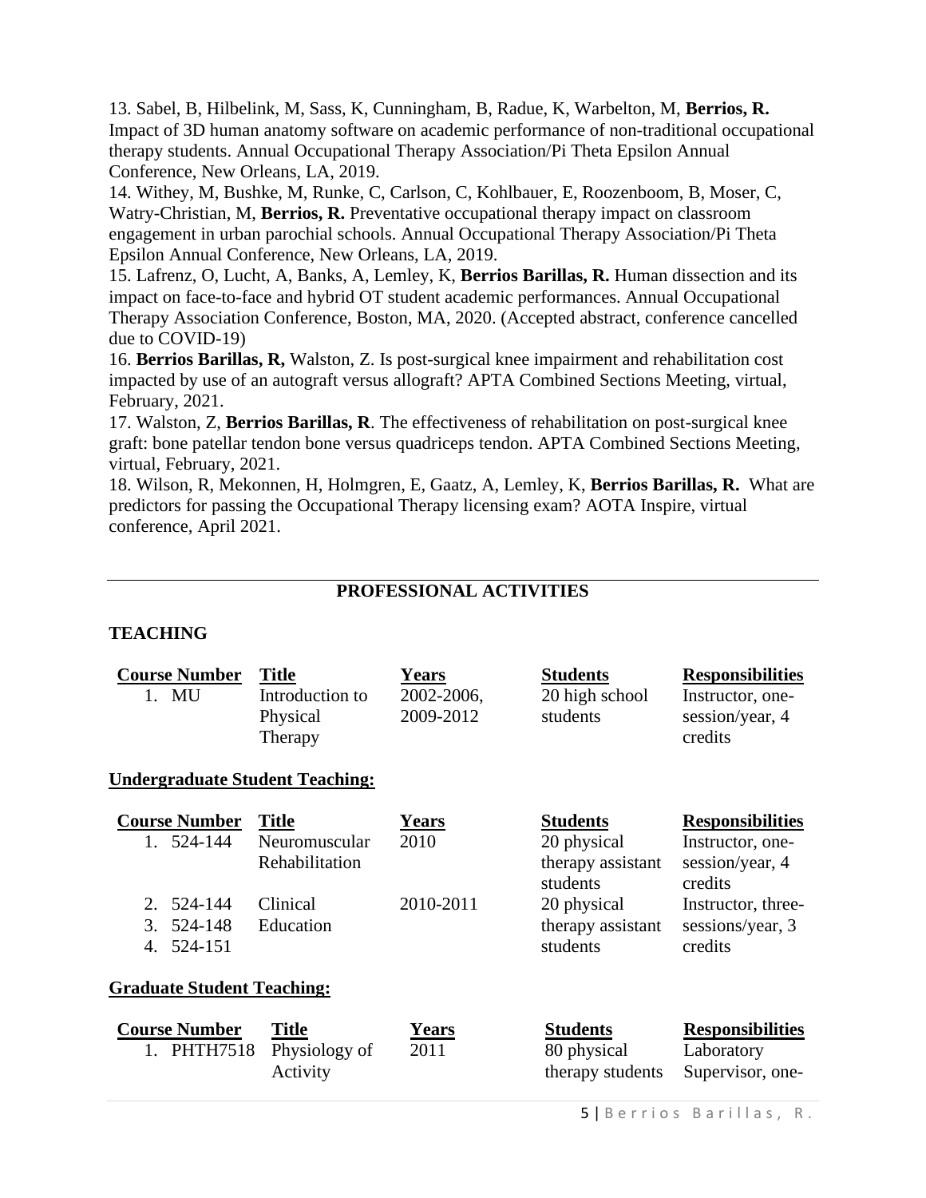13. Sabel, B, Hilbelink, M, Sass, K, Cunningham, B, Radue, K, Warbelton, M, **Berrios, R.** Impact of 3D human anatomy software on academic performance of non-traditional occupational therapy students. Annual Occupational Therapy Association/Pi Theta Epsilon Annual Conference, New Orleans, LA, 2019.
14. Withey, M, Bushke, M, Runke, C, Carlson, C, Kohlbauer, E, Roozenboom, B, Moser, C, Watry-Christian, M, **Berrios, R.** Preventative occupational therapy impact on classroom engagement in urban parochial schools. Annual Occupational Therapy Association/Pi Theta Epsilon Annual Conference, New Orleans, LA, 2019.
15. Lafrenz, O, Lucht, A, Banks, A, Lemley, K, **Berrios Barillas, R.** Human dissection and its impact on face-to-face and hybrid OT student academic performances. Annual Occupational Therapy Association Conference, Boston, MA, 2020. (Accepted abstract, conference cancelled due to COVID-19)
16. **Berrios Barillas, R,** Walston, Z. Is post-surgical knee impairment and rehabilitation cost impacted by use of an autograft versus allograft? APTA Combined Sections Meeting, virtual, February, 2021.
17. Walston, Z, **Berrios Barillas, R**. The effectiveness of rehabilitation on post-surgical knee graft: bone patellar tendon bone versus quadriceps tendon. APTA Combined Sections Meeting, virtual, February, 2021.
18. Wilson, R, Mekonnen, H, Holmgren, E, Gaatz, A, Lemley, K, **Berrios Barillas, R.** What are predictors for passing the Occupational Therapy licensing exam? AOTA Inspire, virtual conference, April 2021.

## PROFESSIONAL ACTIVITIES

### TEACHING

| Course Number | Title | Years | Students | Responsibilities |
|---|---|---|---|---|
| 1. MU | Introduction to Physical Therapy | 2002-2006, 2009-2012 | 20 high school students | Instructor, one-session/year, 4 credits |

**Undergraduate Student Teaching:**

| Course Number | Title | Years | Students | Responsibilities |
|---|---|---|---|---|
| 1. 524-144 | Neuromuscular Rehabilitation | 2010 | 20 physical therapy assistant students | Instructor, one-session/year, 4 credits |
| 2. 524-144<br>3. 524-148<br>4. 524-151 | Clinical Education | 2010-2011 | 20 physical therapy assistant students | Instructor, three-sessions/year, 3 credits |

**Graduate Student Teaching:**

| Course Number | Title | Years | Students | Responsibilities |
|---|---|---|---|---|
| 1. PHTH7518 | Physiology of Activity | 2011 | 80 physical therapy students | Laboratory Supervisor, one- |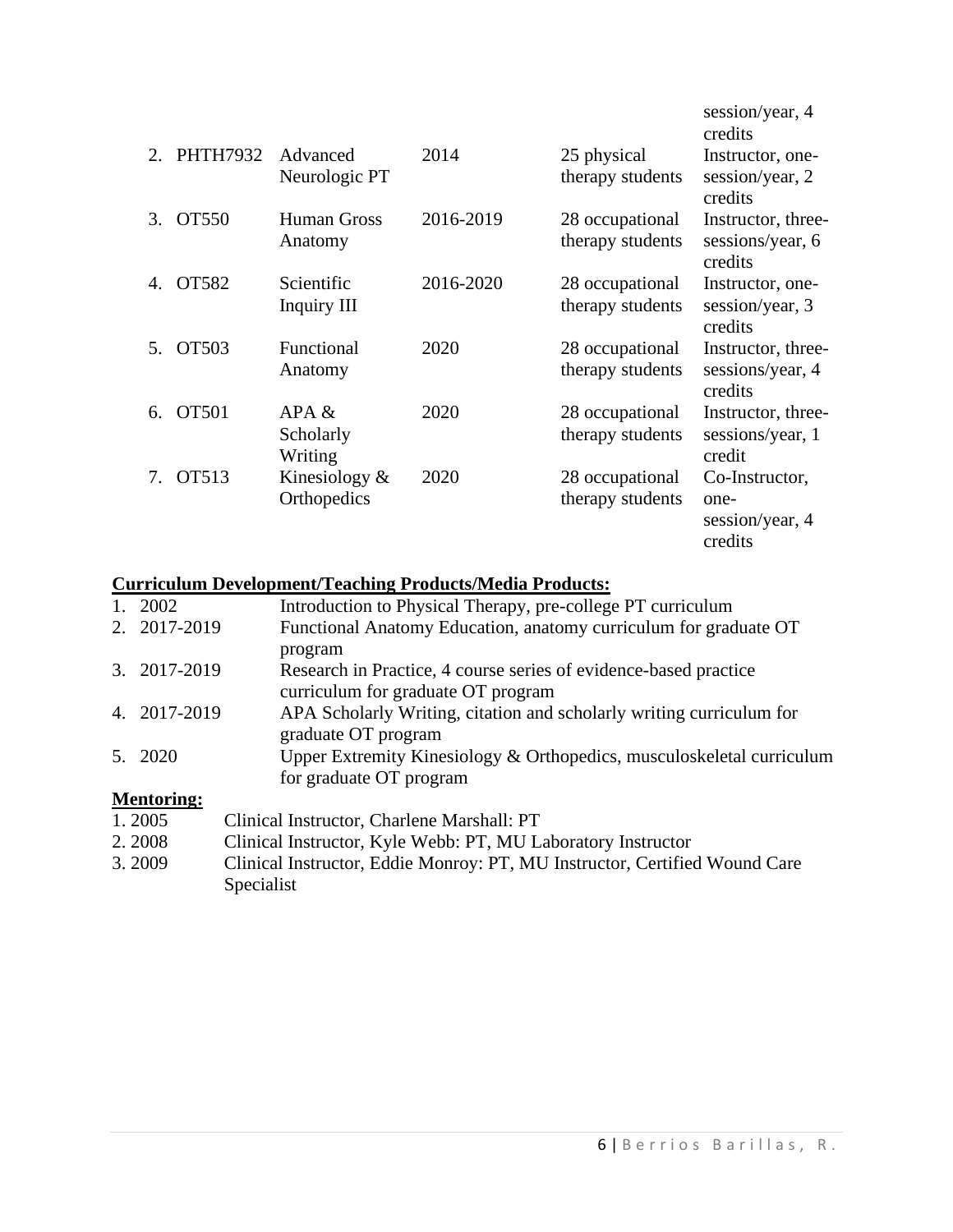| | | | | |
|---|---|---|---|---|
| | | | | session/year, 4 credits |
| 2. PHTH7932 | Advanced Neurologic PT | 2014 | 25 physical therapy students | Instructor, one-session/year, 2 credits |
| 3. OT550 | Human Gross Anatomy | 2016-2019 | 28 occupational therapy students | Instructor, three-sessions/year, 6 credits |
| 4. OT582 | Scientific Inquiry III | 2016-2020 | 28 occupational therapy students | Instructor, one-session/year, 3 credits |
| 5. OT503 | Functional Anatomy | 2020 | 28 occupational therapy students | Instructor, three-sessions/year, 4 credits |
| 6. OT501 | APA & Scholarly Writing | 2020 | 28 occupational therapy students | Instructor, three-sessions/year, 1 credit |
| 7. OT513 | Kinesiology & Orthopedics | 2020 | 28 occupational therapy students | Co-Instructor, one-session/year, 4 credits |

**Curriculum Development/Teaching Products/Media Products:**

1. 2002 — Introduction to Physical Therapy, pre-college PT curriculum
2. 2017-2019 — Functional Anatomy Education, anatomy curriculum for graduate OT program
3. 2017-2019 — Research in Practice, 4 course series of evidence-based practice curriculum for graduate OT program
4. 2017-2019 — APA Scholarly Writing, citation and scholarly writing curriculum for graduate OT program
5. 2020 — Upper Extremity Kinesiology & Orthopedics, musculoskeletal curriculum for graduate OT program

**Mentoring:**

1. 2005 — Clinical Instructor, Charlene Marshall: PT
2. 2008 — Clinical Instructor, Kyle Webb: PT, MU Laboratory Instructor
3. 2009 — Clinical Instructor, Eddie Monroy: PT, MU Instructor, Certified Wound Care Specialist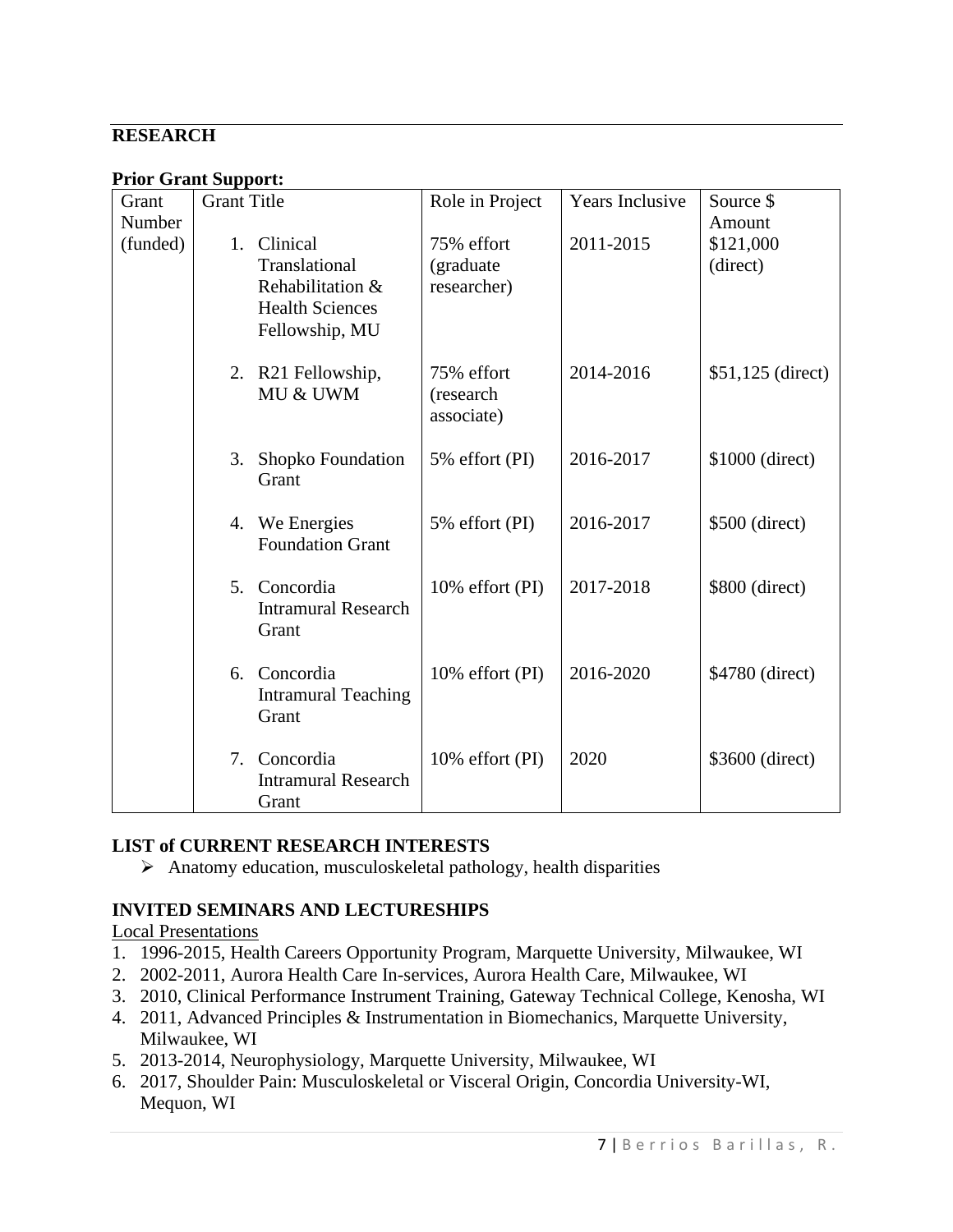## RESEARCH

**Prior Grant Support:**

| Grant Number (funded) | Grant Title | Role in Project | Years Inclusive | Source $ Amount |
|---|---|---|---|---|
| | 1. Clinical Translational Rehabilitation & Health Sciences Fellowship, MU | 75% effort (graduate researcher) | 2011-2015 | $121,000 (direct) |
| | 2. R21 Fellowship, MU & UWM | 75% effort (research associate) | 2014-2016 | $51,125 (direct) |
| | 3. Shopko Foundation Grant | 5% effort (PI) | 2016-2017 | $1000 (direct) |
| | 4. We Energies Foundation Grant | 5% effort (PI) | 2016-2017 | $500 (direct) |
| | 5. Concordia Intramural Research Grant | 10% effort (PI) | 2017-2018 | $800 (direct) |
| | 6. Concordia Intramural Teaching Grant | 10% effort (PI) | 2016-2020 | $4780 (direct) |
| | 7. Concordia Intramural Research Grant | 10% effort (PI) | 2020 | $3600 (direct) |

### LIST of CURRENT RESEARCH INTERESTS

- Anatomy education, musculoskeletal pathology, health disparities

### INVITED SEMINARS AND LECTURESHIPS

Local Presentations

1. 1996-2015, Health Careers Opportunity Program, Marquette University, Milwaukee, WI
2. 2002-2011, Aurora Health Care In-services, Aurora Health Care, Milwaukee, WI
3. 2010, Clinical Performance Instrument Training, Gateway Technical College, Kenosha, WI
4. 2011, Advanced Principles & Instrumentation in Biomechanics, Marquette University, Milwaukee, WI
5. 2013-2014, Neurophysiology, Marquette University, Milwaukee, WI
6. 2017, Shoulder Pain: Musculoskeletal or Visceral Origin, Concordia University-WI, Mequon, WI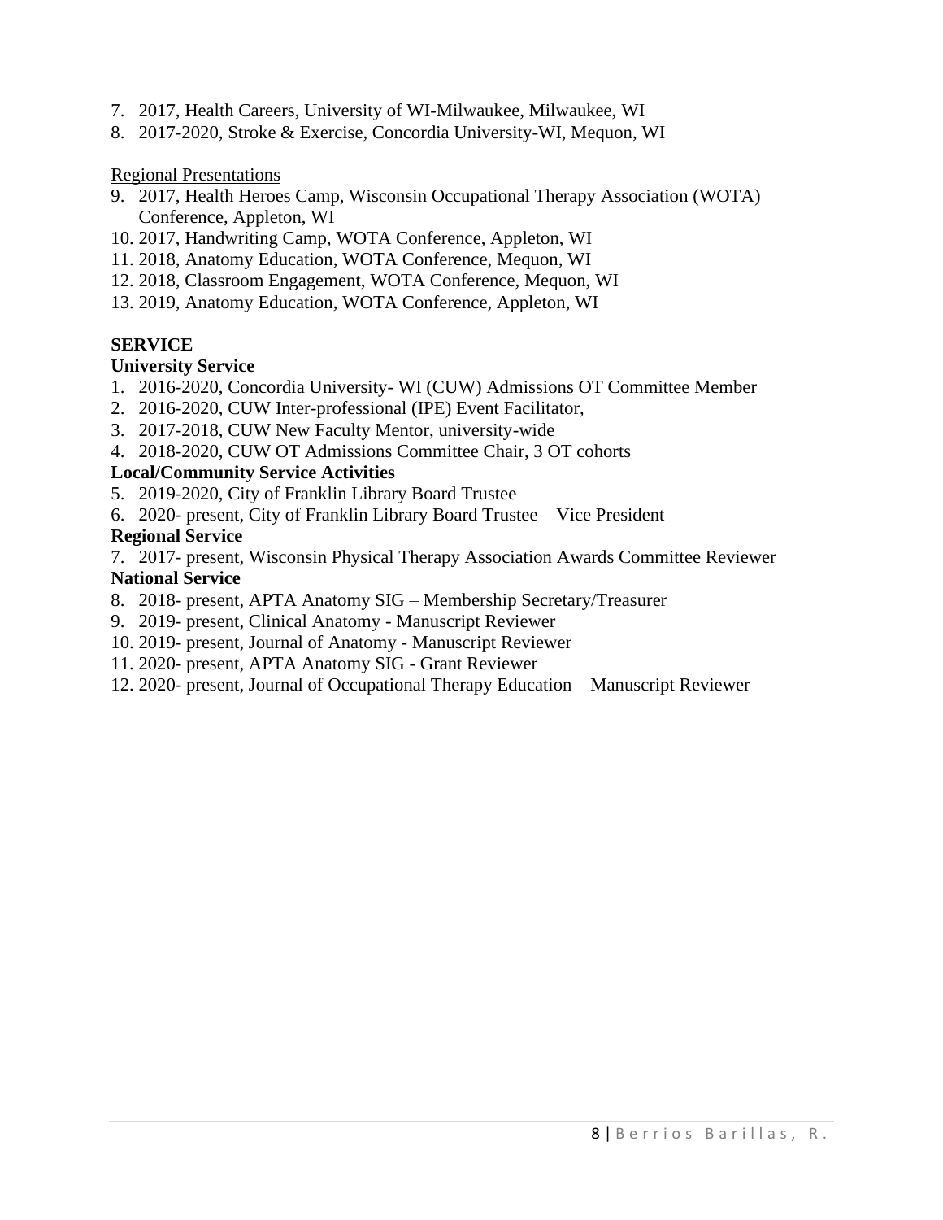7. 2017, Health Careers, University of WI-Milwaukee, Milwaukee, WI
8. 2017-2020, Stroke & Exercise, Concordia University-WI, Mequon, WI

Regional Presentations

9. 2017, Health Heroes Camp, Wisconsin Occupational Therapy Association (WOTA) Conference, Appleton, WI
10. 2017, Handwriting Camp, WOTA Conference, Appleton, WI
11. 2018, Anatomy Education, WOTA Conference, Mequon, WI
12. 2018, Classroom Engagement, WOTA Conference, Mequon, WI
13. 2019, Anatomy Education, WOTA Conference, Appleton, WI

## SERVICE

**University Service**

1. 2016-2020, Concordia University- WI (CUW) Admissions OT Committee Member
2. 2016-2020, CUW Inter-professional (IPE) Event Facilitator,
3. 2017-2018, CUW New Faculty Mentor, university-wide
4. 2018-2020, CUW OT Admissions Committee Chair, 3 OT cohorts

**Local/Community Service Activities**

5. 2019-2020, City of Franklin Library Board Trustee
6. 2020- present, City of Franklin Library Board Trustee – Vice President

**Regional Service**

7. 2017- present, Wisconsin Physical Therapy Association Awards Committee Reviewer

**National Service**

8. 2018- present, APTA Anatomy SIG – Membership Secretary/Treasurer
9. 2019- present, Clinical Anatomy - Manuscript Reviewer
10. 2019- present, Journal of Anatomy - Manuscript Reviewer
11. 2020- present, APTA Anatomy SIG - Grant Reviewer
12. 2020- present, Journal of Occupational Therapy Education – Manuscript Reviewer